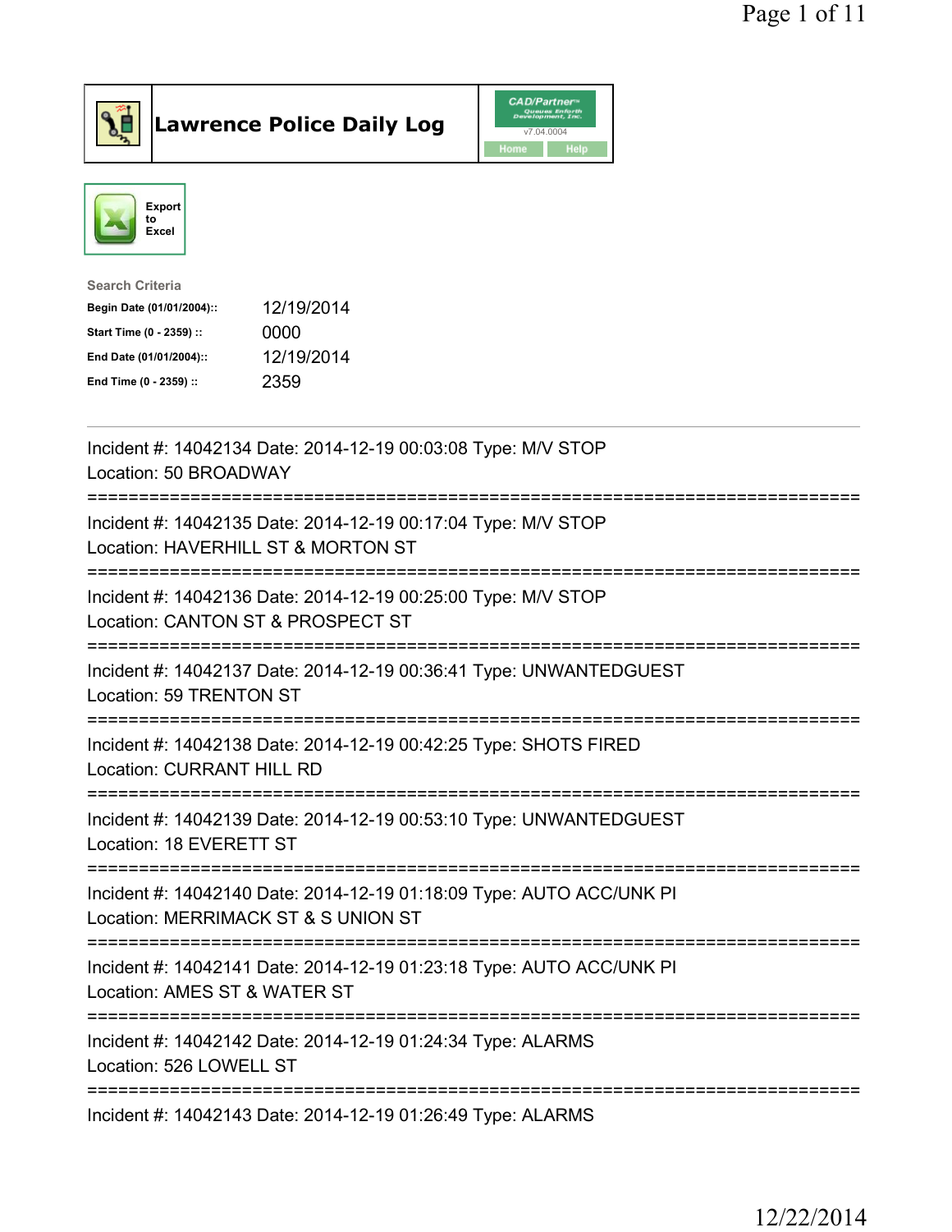# Lawrence Police Daily Log

Export to Excel

**Search Criteria**

| | |
|---|---|
| **Begin Date (01/01/2004)::** | 12/19/2014 |
| **Start Time (0 - 2359) ::** | 0000 |
| **End Date (01/01/2004)::** | 12/19/2014 |
| **End Time (0 - 2359) ::** | 2359 |

Incident #: 14042134 Date: 2014-12-19 00:03:08 Type: M/V STOP
Location: 50 BROADWAY

===========================================================================

Incident #: 14042135 Date: 2014-12-19 00:17:04 Type: M/V STOP
Location: HAVERHILL ST & MORTON ST

===========================================================================

Incident #: 14042136 Date: 2014-12-19 00:25:00 Type: M/V STOP
Location: CANTON ST & PROSPECT ST

===========================================================================

Incident #: 14042137 Date: 2014-12-19 00:36:41 Type: UNWANTEDGUEST
Location: 59 TRENTON ST

===========================================================================

Incident #: 14042138 Date: 2014-12-19 00:42:25 Type: SHOTS FIRED
Location: CURRANT HILL RD

===========================================================================

Incident #: 14042139 Date: 2014-12-19 00:53:10 Type: UNWANTEDGUEST
Location: 18 EVERETT ST

===========================================================================

Incident #: 14042140 Date: 2014-12-19 01:18:09 Type: AUTO ACC/UNK PI
Location: MERRIMACK ST & S UNION ST

===========================================================================

Incident #: 14042141 Date: 2014-12-19 01:23:18 Type: AUTO ACC/UNK PI
Location: AMES ST & WATER ST

===========================================================================

Incident #: 14042142 Date: 2014-12-19 01:24:34 Type: ALARMS
Location: 526 LOWELL ST

===========================================================================

Incident #: 14042143 Date: 2014-12-19 01:26:49 Type: ALARMS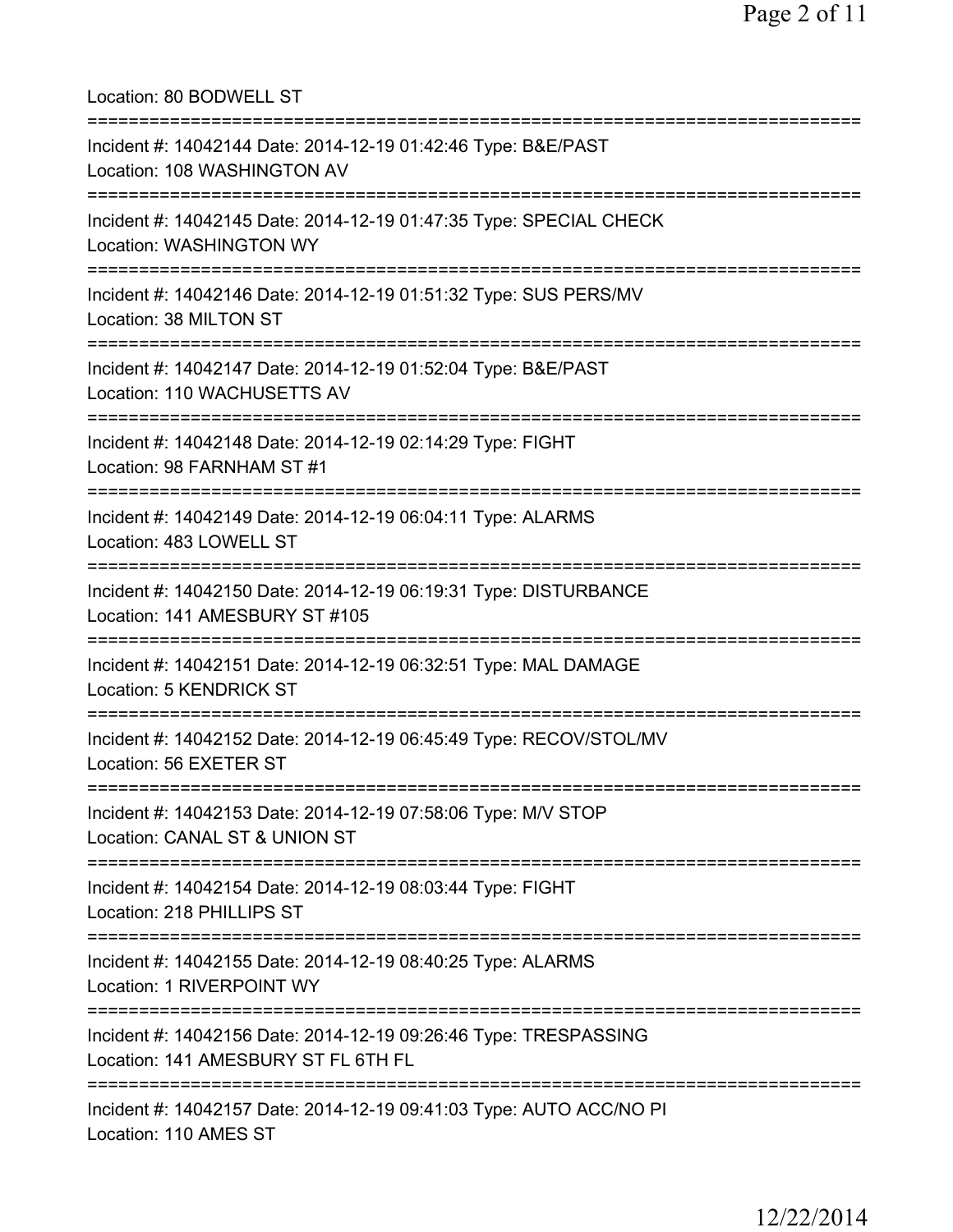Location: 80 BODWELL ST

===========================================================================

Incident #: 14042144 Date: 2014-12-19 01:42:46 Type: B&E/PAST
Location: 108 WASHINGTON AV

===========================================================================

Incident #: 14042145 Date: 2014-12-19 01:47:35 Type: SPECIAL CHECK
Location: WASHINGTON WY

===========================================================================

Incident #: 14042146 Date: 2014-12-19 01:51:32 Type: SUS PERS/MV
Location: 38 MILTON ST

===========================================================================

Incident #: 14042147 Date: 2014-12-19 01:52:04 Type: B&E/PAST
Location: 110 WACHUSETTS AV

===========================================================================

Incident #: 14042148 Date: 2014-12-19 02:14:29 Type: FIGHT
Location: 98 FARNHAM ST #1

===========================================================================

Incident #: 14042149 Date: 2014-12-19 06:04:11 Type: ALARMS
Location: 483 LOWELL ST

===========================================================================

Incident #: 14042150 Date: 2014-12-19 06:19:31 Type: DISTURBANCE
Location: 141 AMESBURY ST #105

===========================================================================

Incident #: 14042151 Date: 2014-12-19 06:32:51 Type: MAL DAMAGE
Location: 5 KENDRICK ST

===========================================================================

Incident #: 14042152 Date: 2014-12-19 06:45:49 Type: RECOV/STOL/MV
Location: 56 EXETER ST

===========================================================================

Incident #: 14042153 Date: 2014-12-19 07:58:06 Type: M/V STOP
Location: CANAL ST & UNION ST

===========================================================================

Incident #: 14042154 Date: 2014-12-19 08:03:44 Type: FIGHT
Location: 218 PHILLIPS ST

===========================================================================

Incident #: 14042155 Date: 2014-12-19 08:40:25 Type: ALARMS
Location: 1 RIVERPOINT WY

===========================================================================

Incident #: 14042156 Date: 2014-12-19 09:26:46 Type: TRESPASSING
Location: 141 AMESBURY ST FL 6TH FL

===========================================================================

Incident #: 14042157 Date: 2014-12-19 09:41:03 Type: AUTO ACC/NO PI
Location: 110 AMES ST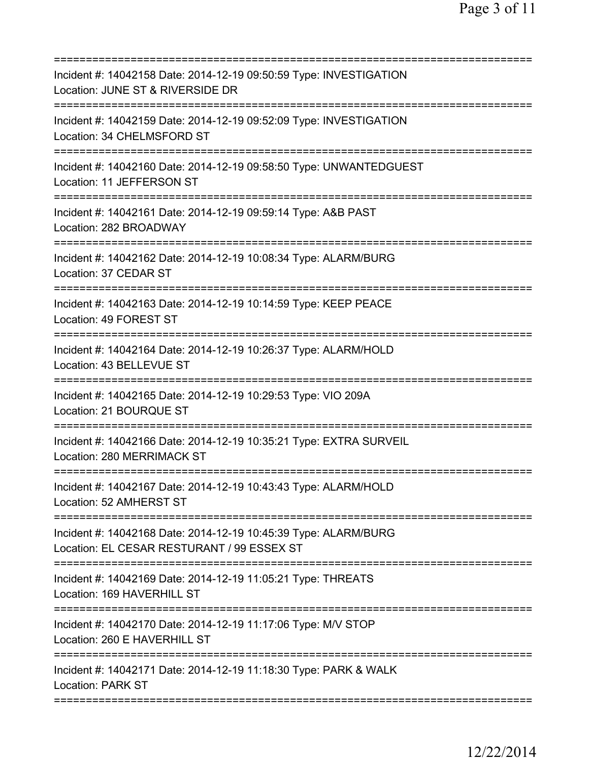==============================================================================
Incident #: 14042158 Date: 2014-12-19 09:50:59 Type: INVESTIGATION
Location: JUNE ST & RIVERSIDE DR
==============================================================================
Incident #: 14042159 Date: 2014-12-19 09:52:09 Type: INVESTIGATION
Location: 34 CHELMSFORD ST
==============================================================================
Incident #: 14042160 Date: 2014-12-19 09:58:50 Type: UNWANTEDGUEST
Location: 11 JEFFERSON ST
==============================================================================
Incident #: 14042161 Date: 2014-12-19 09:59:14 Type: A&B PAST
Location: 282 BROADWAY
==============================================================================
Incident #: 14042162 Date: 2014-12-19 10:08:34 Type: ALARM/BURG
Location: 37 CEDAR ST
==============================================================================
Incident #: 14042163 Date: 2014-12-19 10:14:59 Type: KEEP PEACE
Location: 49 FOREST ST
==============================================================================
Incident #: 14042164 Date: 2014-12-19 10:26:37 Type: ALARM/HOLD
Location: 43 BELLEVUE ST
==============================================================================
Incident #: 14042165 Date: 2014-12-19 10:29:53 Type: VIO 209A
Location: 21 BOURQUE ST
==============================================================================
Incident #: 14042166 Date: 2014-12-19 10:35:21 Type: EXTRA SURVEIL
Location: 280 MERRIMACK ST
==============================================================================
Incident #: 14042167 Date: 2014-12-19 10:43:43 Type: ALARM/HOLD
Location: 52 AMHERST ST
==============================================================================
Incident #: 14042168 Date: 2014-12-19 10:45:39 Type: ALARM/BURG
Location: EL CESAR RESTURANT / 99 ESSEX ST
==============================================================================
Incident #: 14042169 Date: 2014-12-19 11:05:21 Type: THREATS
Location: 169 HAVERHILL ST
==============================================================================
Incident #: 14042170 Date: 2014-12-19 11:17:06 Type: M/V STOP
Location: 260 E HAVERHILL ST
==============================================================================
Incident #: 14042171 Date: 2014-12-19 11:18:30 Type: PARK & WALK
Location: PARK ST
==============================================================================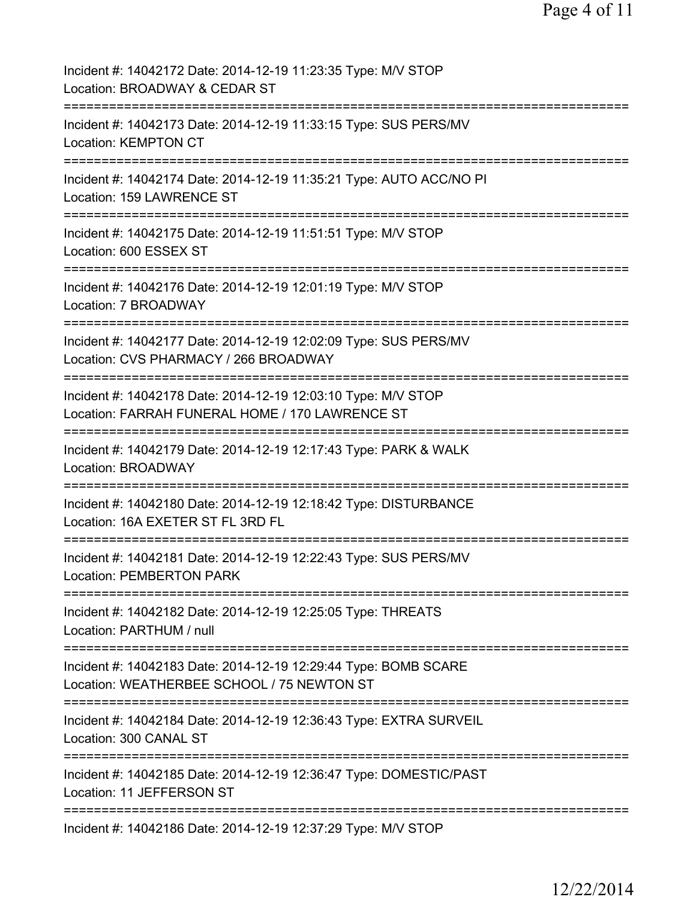Incident #: 14042172 Date: 2014-12-19 11:23:35 Type: M/V STOP
Location: BROADWAY & CEDAR ST
===========================================================================
Incident #: 14042173 Date: 2014-12-19 11:33:15 Type: SUS PERS/MV
Location: KEMPTON CT
===========================================================================
Incident #: 14042174 Date: 2014-12-19 11:35:21 Type: AUTO ACC/NO PI
Location: 159 LAWRENCE ST
===========================================================================
Incident #: 14042175 Date: 2014-12-19 11:51:51 Type: M/V STOP
Location: 600 ESSEX ST
===========================================================================
Incident #: 14042176 Date: 2014-12-19 12:01:19 Type: M/V STOP
Location: 7 BROADWAY
===========================================================================
Incident #: 14042177 Date: 2014-12-19 12:02:09 Type: SUS PERS/MV
Location: CVS PHARMACY / 266 BROADWAY
===========================================================================
Incident #: 14042178 Date: 2014-12-19 12:03:10 Type: M/V STOP
Location: FARRAH FUNERAL HOME / 170 LAWRENCE ST
===========================================================================
Incident #: 14042179 Date: 2014-12-19 12:17:43 Type: PARK & WALK
Location: BROADWAY
===========================================================================
Incident #: 14042180 Date: 2014-12-19 12:18:42 Type: DISTURBANCE
Location: 16A EXETER ST FL 3RD FL
===========================================================================
Incident #: 14042181 Date: 2014-12-19 12:22:43 Type: SUS PERS/MV
Location: PEMBERTON PARK
===========================================================================
Incident #: 14042182 Date: 2014-12-19 12:25:05 Type: THREATS
Location: PARTHUM / null
===========================================================================
Incident #: 14042183 Date: 2014-12-19 12:29:44 Type: BOMB SCARE
Location: WEATHERBEE SCHOOL / 75 NEWTON ST
===========================================================================
Incident #: 14042184 Date: 2014-12-19 12:36:43 Type: EXTRA SURVEIL
Location: 300 CANAL ST
===========================================================================
Incident #: 14042185 Date: 2014-12-19 12:36:47 Type: DOMESTIC/PAST
Location: 11 JEFFERSON ST
===========================================================================
Incident #: 14042186 Date: 2014-12-19 12:37:29 Type: M/V STOP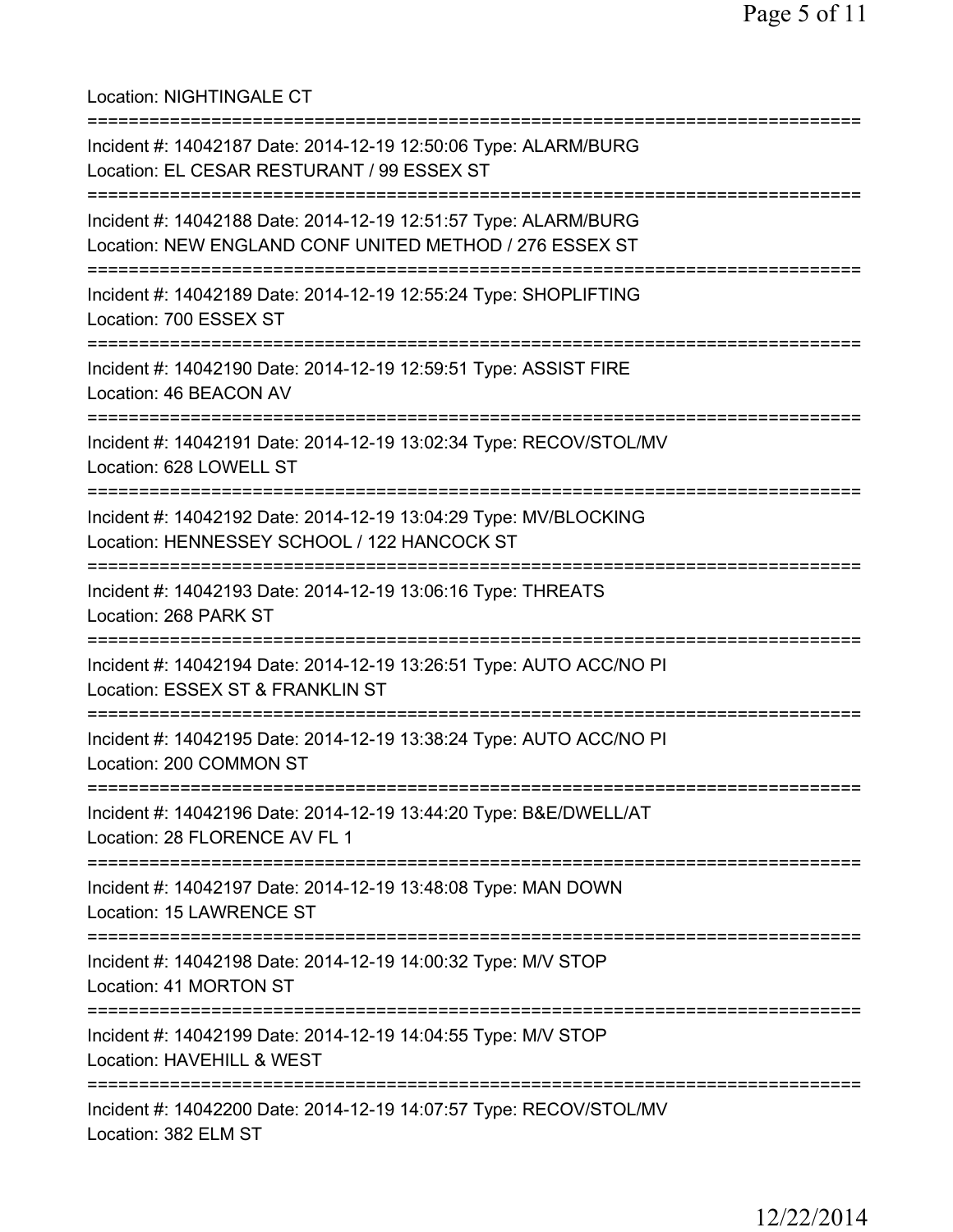Location: NIGHTINGALE CT

===========================================================================

Incident #: 14042187 Date: 2014-12-19 12:50:06 Type: ALARM/BURG
Location: EL CESAR RESTURANT / 99 ESSEX ST

===========================================================================

Incident #: 14042188 Date: 2014-12-19 12:51:57 Type: ALARM/BURG
Location: NEW ENGLAND CONF UNITED METHOD / 276 ESSEX ST

===========================================================================

Incident #: 14042189 Date: 2014-12-19 12:55:24 Type: SHOPLIFTING
Location: 700 ESSEX ST

===========================================================================

Incident #: 14042190 Date: 2014-12-19 12:59:51 Type: ASSIST FIRE
Location: 46 BEACON AV

===========================================================================

Incident #: 14042191 Date: 2014-12-19 13:02:34 Type: RECOV/STOL/MV
Location: 628 LOWELL ST

===========================================================================

Incident #: 14042192 Date: 2014-12-19 13:04:29 Type: MV/BLOCKING
Location: HENNESSEY SCHOOL / 122 HANCOCK ST

===========================================================================

Incident #: 14042193 Date: 2014-12-19 13:06:16 Type: THREATS
Location: 268 PARK ST

===========================================================================

Incident #: 14042194 Date: 2014-12-19 13:26:51 Type: AUTO ACC/NO PI
Location: ESSEX ST & FRANKLIN ST

===========================================================================

Incident #: 14042195 Date: 2014-12-19 13:38:24 Type: AUTO ACC/NO PI
Location: 200 COMMON ST

===========================================================================

Incident #: 14042196 Date: 2014-12-19 13:44:20 Type: B&E/DWELL/AT
Location: 28 FLORENCE AV FL 1

===========================================================================

Incident #: 14042197 Date: 2014-12-19 13:48:08 Type: MAN DOWN
Location: 15 LAWRENCE ST

===========================================================================

Incident #: 14042198 Date: 2014-12-19 14:00:32 Type: M/V STOP
Location: 41 MORTON ST

===========================================================================

Incident #: 14042199 Date: 2014-12-19 14:04:55 Type: M/V STOP
Location: HAVEHILL & WEST

===========================================================================

Incident #: 14042200 Date: 2014-12-19 14:07:57 Type: RECOV/STOL/MV
Location: 382 ELM ST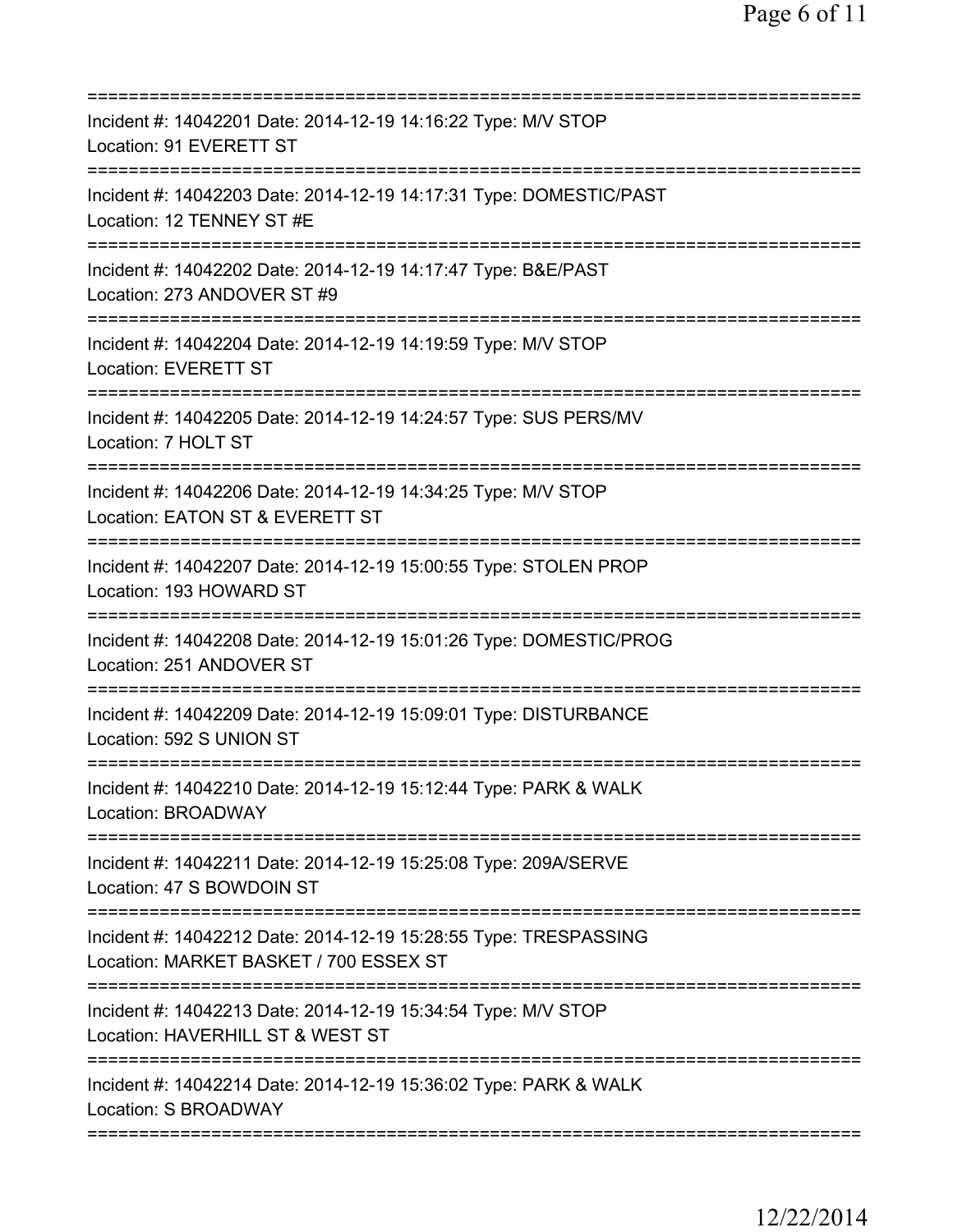===========================================================================
Incident #: 14042201 Date: 2014-12-19 14:16:22 Type: M/V STOP
Location: 91 EVERETT ST
===========================================================================
Incident #: 14042203 Date: 2014-12-19 14:17:31 Type: DOMESTIC/PAST
Location: 12 TENNEY ST #E
===========================================================================
Incident #: 14042202 Date: 2014-12-19 14:17:47 Type: B&E/PAST
Location: 273 ANDOVER ST #9
===========================================================================
Incident #: 14042204 Date: 2014-12-19 14:19:59 Type: M/V STOP
Location: EVERETT ST
===========================================================================
Incident #: 14042205 Date: 2014-12-19 14:24:57 Type: SUS PERS/MV
Location: 7 HOLT ST
===========================================================================
Incident #: 14042206 Date: 2014-12-19 14:34:25 Type: M/V STOP
Location: EATON ST & EVERETT ST
===========================================================================
Incident #: 14042207 Date: 2014-12-19 15:00:55 Type: STOLEN PROP
Location: 193 HOWARD ST
===========================================================================
Incident #: 14042208 Date: 2014-12-19 15:01:26 Type: DOMESTIC/PROG
Location: 251 ANDOVER ST
===========================================================================
Incident #: 14042209 Date: 2014-12-19 15:09:01 Type: DISTURBANCE
Location: 592 S UNION ST
===========================================================================
Incident #: 14042210 Date: 2014-12-19 15:12:44 Type: PARK & WALK
Location: BROADWAY
===========================================================================
Incident #: 14042211 Date: 2014-12-19 15:25:08 Type: 209A/SERVE
Location: 47 S BOWDOIN ST
===========================================================================
Incident #: 14042212 Date: 2014-12-19 15:28:55 Type: TRESPASSING
Location: MARKET BASKET / 700 ESSEX ST
===========================================================================
Incident #: 14042213 Date: 2014-12-19 15:34:54 Type: M/V STOP
Location: HAVERHILL ST & WEST ST
===========================================================================
Incident #: 14042214 Date: 2014-12-19 15:36:02 Type: PARK & WALK
Location: S BROADWAY
===========================================================================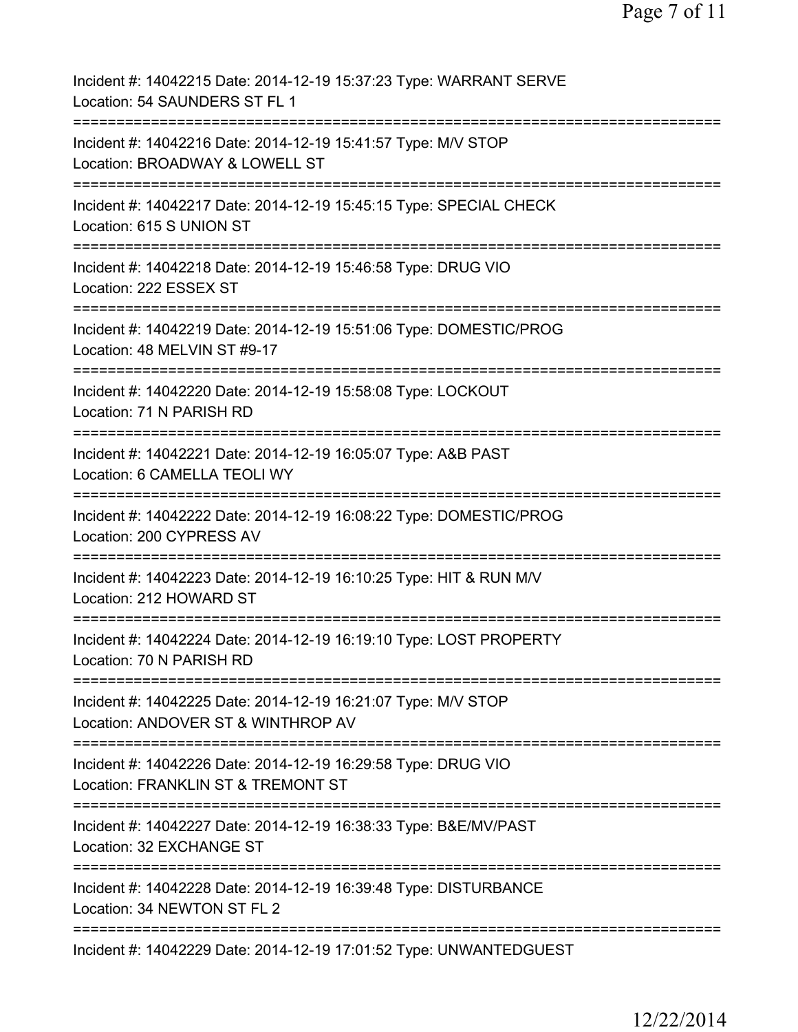Incident #: 14042215 Date: 2014-12-19 15:37:23 Type: WARRANT SERVE
Location: 54 SAUNDERS ST FL 1
===========================================================================
Incident #: 14042216 Date: 2014-12-19 15:41:57 Type: M/V STOP
Location: BROADWAY & LOWELL ST
===========================================================================
Incident #: 14042217 Date: 2014-12-19 15:45:15 Type: SPECIAL CHECK
Location: 615 S UNION ST
===========================================================================
Incident #: 14042218 Date: 2014-12-19 15:46:58 Type: DRUG VIO
Location: 222 ESSEX ST
===========================================================================
Incident #: 14042219 Date: 2014-12-19 15:51:06 Type: DOMESTIC/PROG
Location: 48 MELVIN ST #9-17
===========================================================================
Incident #: 14042220 Date: 2014-12-19 15:58:08 Type: LOCKOUT
Location: 71 N PARISH RD
===========================================================================
Incident #: 14042221 Date: 2014-12-19 16:05:07 Type: A&B PAST
Location: 6 CAMELLA TEOLI WY
===========================================================================
Incident #: 14042222 Date: 2014-12-19 16:08:22 Type: DOMESTIC/PROG
Location: 200 CYPRESS AV
===========================================================================
Incident #: 14042223 Date: 2014-12-19 16:10:25 Type: HIT & RUN M/V
Location: 212 HOWARD ST
===========================================================================
Incident #: 14042224 Date: 2014-12-19 16:19:10 Type: LOST PROPERTY
Location: 70 N PARISH RD
===========================================================================
Incident #: 14042225 Date: 2014-12-19 16:21:07 Type: M/V STOP
Location: ANDOVER ST & WINTHROP AV
===========================================================================
Incident #: 14042226 Date: 2014-12-19 16:29:58 Type: DRUG VIO
Location: FRANKLIN ST & TREMONT ST
===========================================================================
Incident #: 14042227 Date: 2014-12-19 16:38:33 Type: B&E/MV/PAST
Location: 32 EXCHANGE ST
===========================================================================
Incident #: 14042228 Date: 2014-12-19 16:39:48 Type: DISTURBANCE
Location: 34 NEWTON ST FL 2
===========================================================================
Incident #: 14042229 Date: 2014-12-19 17:01:52 Type: UNWANTEDGUEST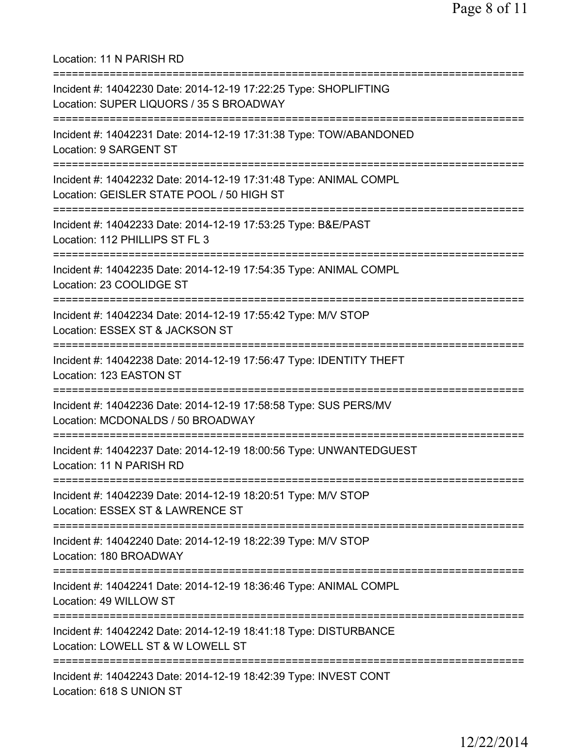Location: 11 N PARISH RD

===========================================================================

Incident #: 14042230 Date: 2014-12-19 17:22:25 Type: SHOPLIFTING
Location: SUPER LIQUORS / 35 S BROADWAY

===========================================================================

Incident #: 14042231 Date: 2014-12-19 17:31:38 Type: TOW/ABANDONED
Location: 9 SARGENT ST

===========================================================================

Incident #: 14042232 Date: 2014-12-19 17:31:48 Type: ANIMAL COMPL
Location: GEISLER STATE POOL / 50 HIGH ST

===========================================================================

Incident #: 14042233 Date: 2014-12-19 17:53:25 Type: B&E/PAST
Location: 112 PHILLIPS ST FL 3

===========================================================================

Incident #: 14042235 Date: 2014-12-19 17:54:35 Type: ANIMAL COMPL
Location: 23 COOLIDGE ST

===========================================================================

Incident #: 14042234 Date: 2014-12-19 17:55:42 Type: M/V STOP
Location: ESSEX ST & JACKSON ST

===========================================================================

Incident #: 14042238 Date: 2014-12-19 17:56:47 Type: IDENTITY THEFT
Location: 123 EASTON ST

===========================================================================

Incident #: 14042236 Date: 2014-12-19 17:58:58 Type: SUS PERS/MV
Location: MCDONALDS / 50 BROADWAY

===========================================================================

Incident #: 14042237 Date: 2014-12-19 18:00:56 Type: UNWANTEDGUEST
Location: 11 N PARISH RD

===========================================================================

Incident #: 14042239 Date: 2014-12-19 18:20:51 Type: M/V STOP
Location: ESSEX ST & LAWRENCE ST

===========================================================================

Incident #: 14042240 Date: 2014-12-19 18:22:39 Type: M/V STOP
Location: 180 BROADWAY

===========================================================================

Incident #: 14042241 Date: 2014-12-19 18:36:46 Type: ANIMAL COMPL
Location: 49 WILLOW ST

===========================================================================

Incident #: 14042242 Date: 2014-12-19 18:41:18 Type: DISTURBANCE
Location: LOWELL ST & W LOWELL ST

===========================================================================

Incident #: 14042243 Date: 2014-12-19 18:42:39 Type: INVEST CONT
Location: 618 S UNION ST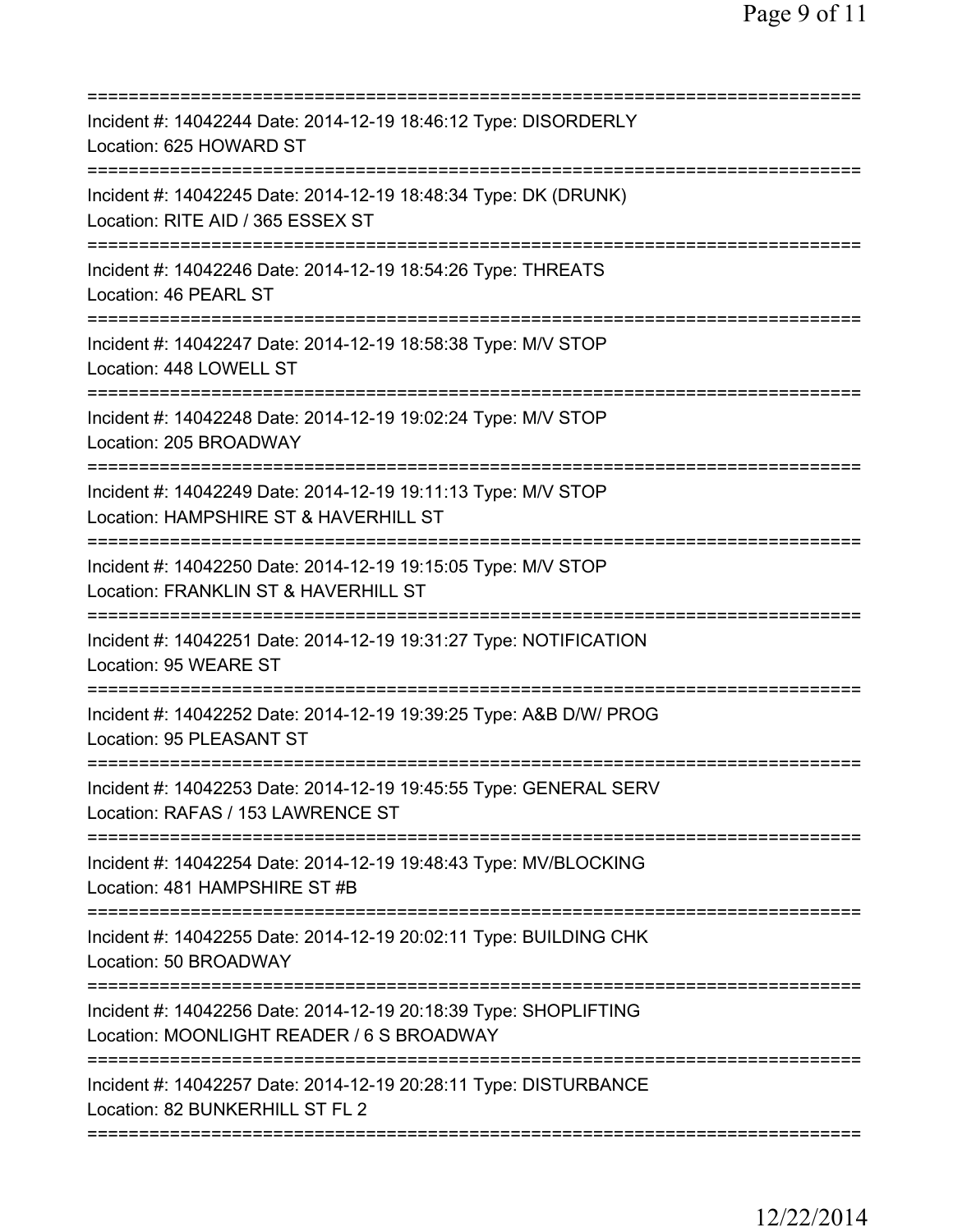===========================================================================
Incident #: 14042244 Date: 2014-12-19 18:46:12 Type: DISORDERLY
Location: 625 HOWARD ST
===========================================================================
Incident #: 14042245 Date: 2014-12-19 18:48:34 Type: DK (DRUNK)
Location: RITE AID / 365 ESSEX ST
===========================================================================
Incident #: 14042246 Date: 2014-12-19 18:54:26 Type: THREATS
Location: 46 PEARL ST
===========================================================================
Incident #: 14042247 Date: 2014-12-19 18:58:38 Type: M/V STOP
Location: 448 LOWELL ST
===========================================================================
Incident #: 14042248 Date: 2014-12-19 19:02:24 Type: M/V STOP
Location: 205 BROADWAY
===========================================================================
Incident #: 14042249 Date: 2014-12-19 19:11:13 Type: M/V STOP
Location: HAMPSHIRE ST & HAVERHILL ST
===========================================================================
Incident #: 14042250 Date: 2014-12-19 19:15:05 Type: M/V STOP
Location: FRANKLIN ST & HAVERHILL ST
===========================================================================
Incident #: 14042251 Date: 2014-12-19 19:31:27 Type: NOTIFICATION
Location: 95 WEARE ST
===========================================================================
Incident #: 14042252 Date: 2014-12-19 19:39:25 Type: A&B D/W/ PROG
Location: 95 PLEASANT ST
===========================================================================
Incident #: 14042253 Date: 2014-12-19 19:45:55 Type: GENERAL SERV
Location: RAFAS / 153 LAWRENCE ST
===========================================================================
Incident #: 14042254 Date: 2014-12-19 19:48:43 Type: MV/BLOCKING
Location: 481 HAMPSHIRE ST #B
===========================================================================
Incident #: 14042255 Date: 2014-12-19 20:02:11 Type: BUILDING CHK
Location: 50 BROADWAY
===========================================================================
Incident #: 14042256 Date: 2014-12-19 20:18:39 Type: SHOPLIFTING
Location: MOONLIGHT READER / 6 S BROADWAY
===========================================================================
Incident #: 14042257 Date: 2014-12-19 20:28:11 Type: DISTURBANCE
Location: 82 BUNKERHILL ST FL 2
===========================================================================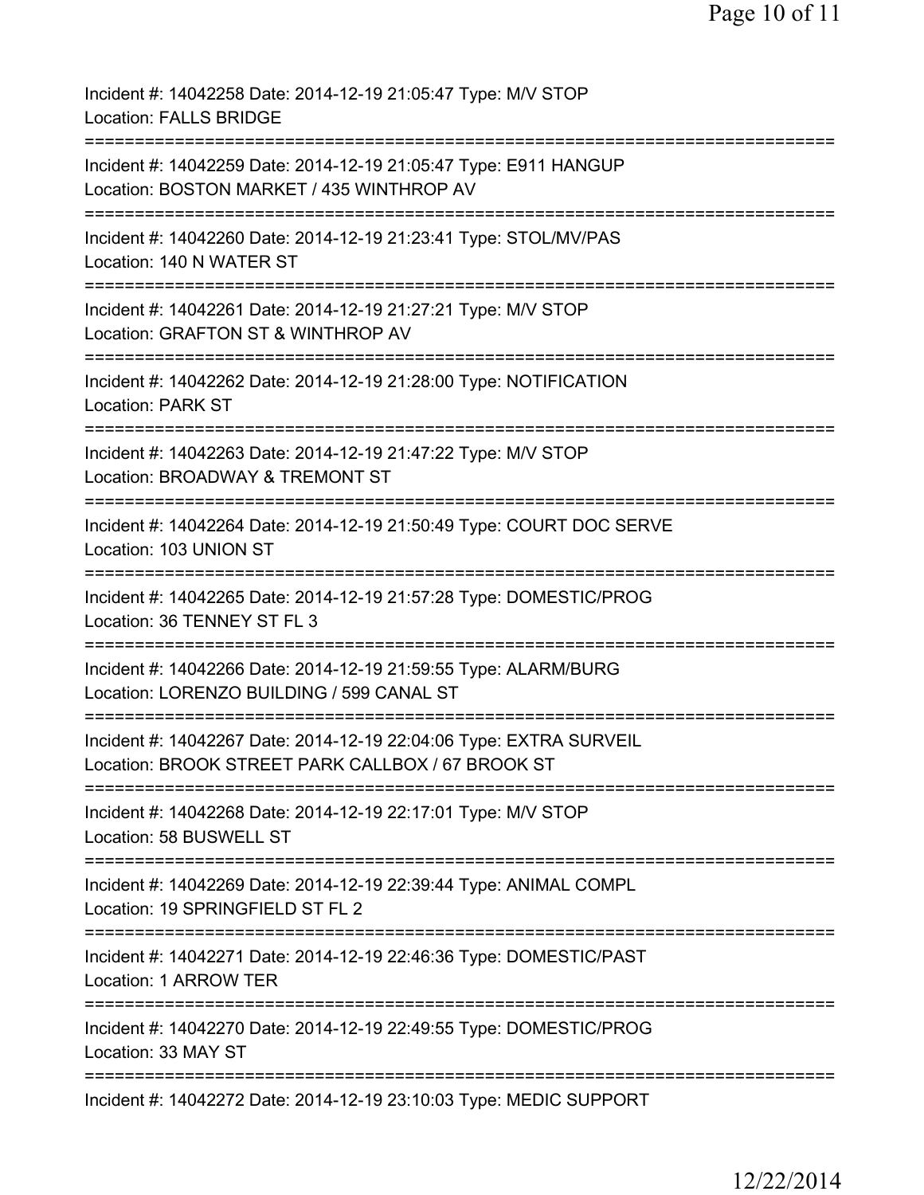Incident #: 14042258 Date: 2014-12-19 21:05:47 Type: M/V STOP
Location: FALLS BRIDGE
===========================================================================
Incident #: 14042259 Date: 2014-12-19 21:05:47 Type: E911 HANGUP
Location: BOSTON MARKET / 435 WINTHROP AV
===========================================================================
Incident #: 14042260 Date: 2014-12-19 21:23:41 Type: STOL/MV/PAS
Location: 140 N WATER ST
===========================================================================
Incident #: 14042261 Date: 2014-12-19 21:27:21 Type: M/V STOP
Location: GRAFTON ST & WINTHROP AV
===========================================================================
Incident #: 14042262 Date: 2014-12-19 21:28:00 Type: NOTIFICATION
Location: PARK ST
===========================================================================
Incident #: 14042263 Date: 2014-12-19 21:47:22 Type: M/V STOP
Location: BROADWAY & TREMONT ST
===========================================================================
Incident #: 14042264 Date: 2014-12-19 21:50:49 Type: COURT DOC SERVE
Location: 103 UNION ST
===========================================================================
Incident #: 14042265 Date: 2014-12-19 21:57:28 Type: DOMESTIC/PROG
Location: 36 TENNEY ST FL 3
===========================================================================
Incident #: 14042266 Date: 2014-12-19 21:59:55 Type: ALARM/BURG
Location: LORENZO BUILDING / 599 CANAL ST
===========================================================================
Incident #: 14042267 Date: 2014-12-19 22:04:06 Type: EXTRA SURVEIL
Location: BROOK STREET PARK CALLBOX / 67 BROOK ST
===========================================================================
Incident #: 14042268 Date: 2014-12-19 22:17:01 Type: M/V STOP
Location: 58 BUSWELL ST
===========================================================================
Incident #: 14042269 Date: 2014-12-19 22:39:44 Type: ANIMAL COMPL
Location: 19 SPRINGFIELD ST FL 2
===========================================================================
Incident #: 14042271 Date: 2014-12-19 22:46:36 Type: DOMESTIC/PAST
Location: 1 ARROW TER
===========================================================================
Incident #: 14042270 Date: 2014-12-19 22:49:55 Type: DOMESTIC/PROG
Location: 33 MAY ST
===========================================================================
Incident #: 14042272 Date: 2014-12-19 23:10:03 Type: MEDIC SUPPORT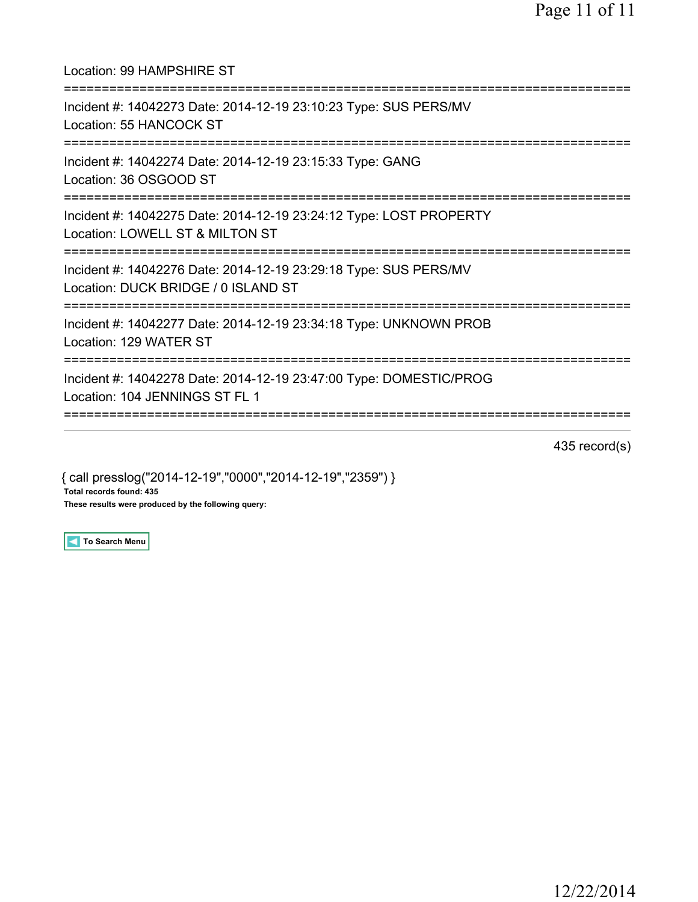Location: 99 HAMPSHIRE ST

===========================================================================

Incident #: 14042273 Date: 2014-12-19 23:10:23 Type: SUS PERS/MV

Location: 55 HANCOCK ST

===========================================================================

Incident #: 14042274 Date: 2014-12-19 23:15:33 Type: GANG

Location: 36 OSGOOD ST

===========================================================================

Incident #: 14042275 Date: 2014-12-19 23:24:12 Type: LOST PROPERTY

Location: LOWELL ST & MILTON ST

===========================================================================

Incident #: 14042276 Date: 2014-12-19 23:29:18 Type: SUS PERS/MV

Location: DUCK BRIDGE / 0 ISLAND ST

===========================================================================

Incident #: 14042277 Date: 2014-12-19 23:34:18 Type: UNKNOWN PROB

Location: 129 WATER ST

===========================================================================

Incident #: 14042278 Date: 2014-12-19 23:47:00 Type: DOMESTIC/PROG

Location: 104 JENNINGS ST FL 1

===========================================================================

435 record(s)

{ call presslog("2014-12-19","0000","2014-12-19","2359") }

**Total records found: 435**

**These results were produced by the following query:**

To Search Menu